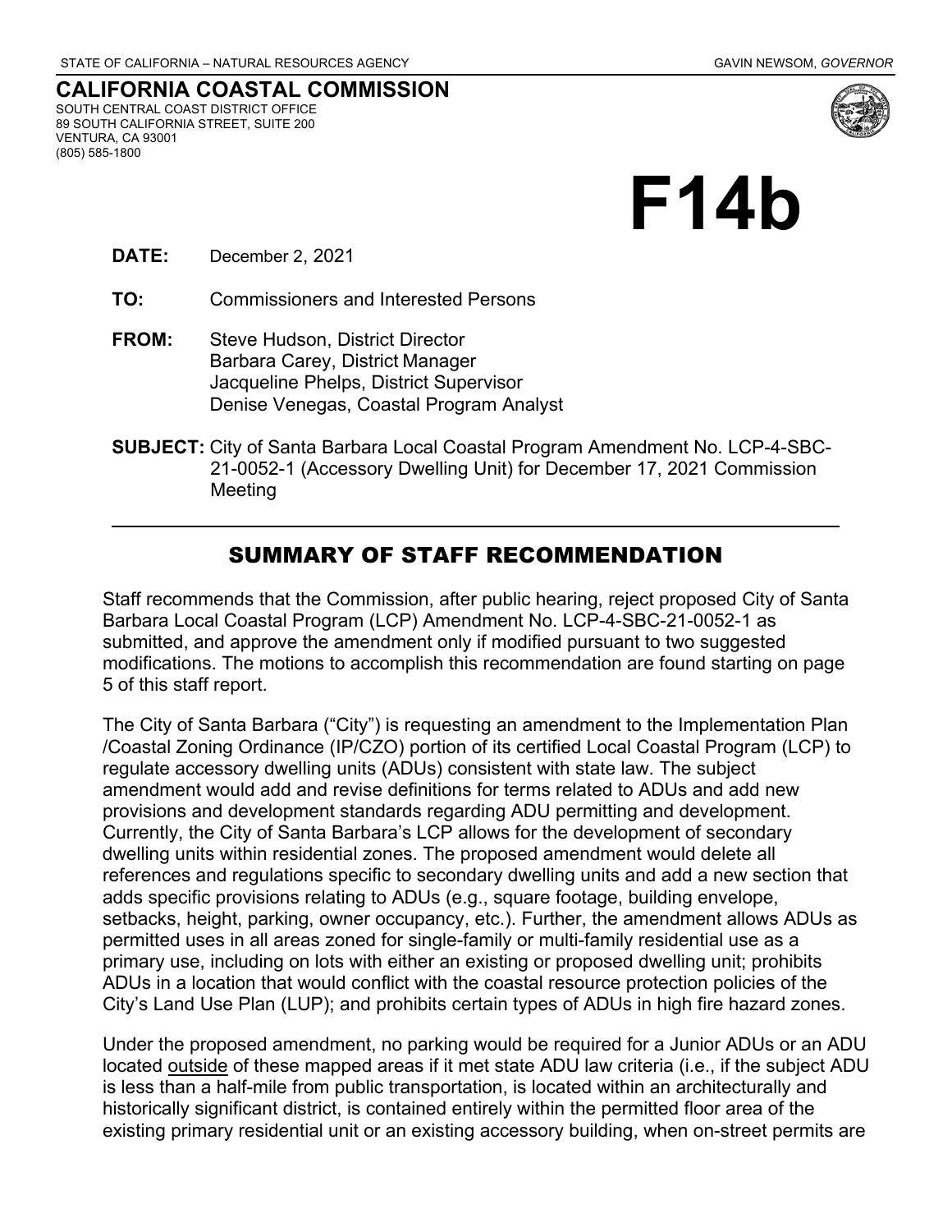STATE OF CALIFORNIA – NATURAL RESOURCES AGENCY GAVIN NEWSOM, *GOVERNOR*

**CALIFORNIA COASTAL COMMISSION**
SOUTH CENTRAL COAST DISTRICT OFFICE
89 SOUTH CALIFORNIA STREET, SUITE 200
VENTURA, CA 93001
(805) 585-1800

# F14b

**DATE:** December 2, 2021

**TO:** Commissioners and Interested Persons

**FROM:** Steve Hudson, District Director
Barbara Carey, District Manager
Jacqueline Phelps, District Supervisor
Denise Venegas, Coastal Program Analyst

**SUBJECT:** City of Santa Barbara Local Coastal Program Amendment No. LCP-4-SBC-21-0052-1 (Accessory Dwelling Unit) for December 17, 2021 Commission Meeting

---

## SUMMARY OF STAFF RECOMMENDATION

Staff recommends that the Commission, after public hearing, reject proposed City of Santa Barbara Local Coastal Program (LCP) Amendment No. LCP-4-SBC-21-0052-1 as submitted, and approve the amendment only if modified pursuant to two suggested modifications. The motions to accomplish this recommendation are found starting on page 5 of this staff report.

The City of Santa Barbara ("City") is requesting an amendment to the Implementation Plan /Coastal Zoning Ordinance (IP/CZO) portion of its certified Local Coastal Program (LCP) to regulate accessory dwelling units (ADUs) consistent with state law. The subject amendment would add and revise definitions for terms related to ADUs and add new provisions and development standards regarding ADU permitting and development. Currently, the City of Santa Barbara's LCP allows for the development of secondary dwelling units within residential zones. The proposed amendment would delete all references and regulations specific to secondary dwelling units and add a new section that adds specific provisions relating to ADUs (e.g., square footage, building envelope, setbacks, height, parking, owner occupancy, etc.). Further, the amendment allows ADUs as permitted uses in all areas zoned for single-family or multi-family residential use as a primary use, including on lots with either an existing or proposed dwelling unit; prohibits ADUs in a location that would conflict with the coastal resource protection policies of the City's Land Use Plan (LUP); and prohibits certain types of ADUs in high fire hazard zones.

Under the proposed amendment, no parking would be required for a Junior ADUs or an ADU located <u>outside</u> of these mapped areas if it met state ADU law criteria (i.e., if the subject ADU is less than a half-mile from public transportation, is located within an architecturally and historically significant district, is contained entirely within the permitted floor area of the existing primary residential unit or an existing accessory building, when on-street permits are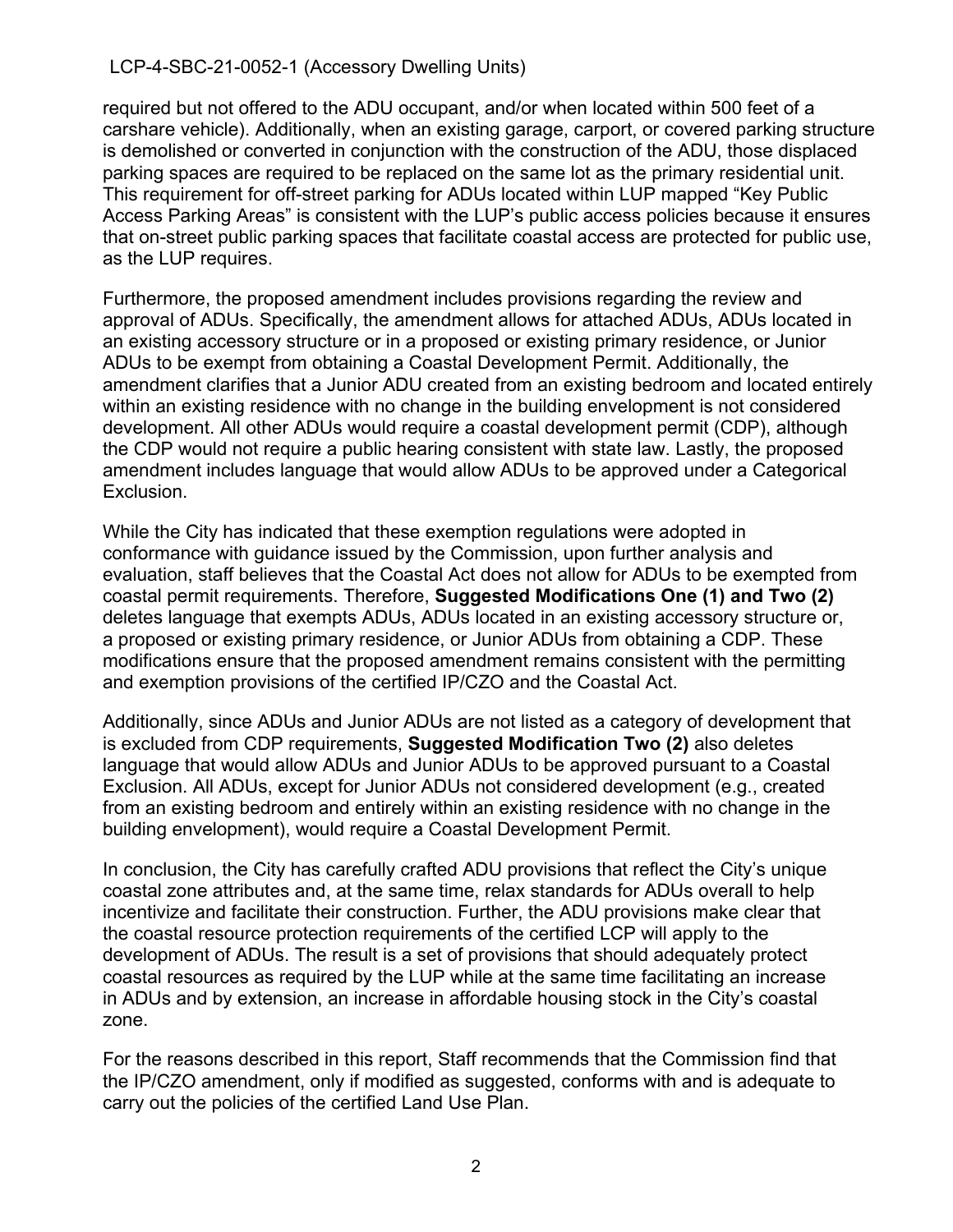required but not offered to the ADU occupant, and/or when located within 500 feet of a carshare vehicle). Additionally, when an existing garage, carport, or covered parking structure is demolished or converted in conjunction with the construction of the ADU, those displaced parking spaces are required to be replaced on the same lot as the primary residential unit. This requirement for off-street parking for ADUs located within LUP mapped "Key Public Access Parking Areas" is consistent with the LUP's public access policies because it ensures that on-street public parking spaces that facilitate coastal access are protected for public use, as the LUP requires.

Furthermore, the proposed amendment includes provisions regarding the review and approval of ADUs. Specifically, the amendment allows for attached ADUs, ADUs located in an existing accessory structure or in a proposed or existing primary residence, or Junior ADUs to be exempt from obtaining a Coastal Development Permit. Additionally, the amendment clarifies that a Junior ADU created from an existing bedroom and located entirely within an existing residence with no change in the building envelopment is not considered development. All other ADUs would require a coastal development permit (CDP), although the CDP would not require a public hearing consistent with state law. Lastly, the proposed amendment includes language that would allow ADUs to be approved under a Categorical Exclusion.

While the City has indicated that these exemption regulations were adopted in conformance with guidance issued by the Commission, upon further analysis and evaluation, staff believes that the Coastal Act does not allow for ADUs to be exempted from coastal permit requirements. Therefore, **Suggested Modifications One (1) and Two (2)** deletes language that exempts ADUs, ADUs located in an existing accessory structure or, a proposed or existing primary residence, or Junior ADUs from obtaining a CDP. These modifications ensure that the proposed amendment remains consistent with the permitting and exemption provisions of the certified IP/CZO and the Coastal Act.

Additionally, since ADUs and Junior ADUs are not listed as a category of development that is excluded from CDP requirements, **Suggested Modification Two (2)** also deletes language that would allow ADUs and Junior ADUs to be approved pursuant to a Coastal Exclusion. All ADUs, except for Junior ADUs not considered development (e.g., created from an existing bedroom and entirely within an existing residence with no change in the building envelopment), would require a Coastal Development Permit.

In conclusion, the City has carefully crafted ADU provisions that reflect the City's unique coastal zone attributes and, at the same time, relax standards for ADUs overall to help incentivize and facilitate their construction. Further, the ADU provisions make clear that the coastal resource protection requirements of the certified LCP will apply to the development of ADUs. The result is a set of provisions that should adequately protect coastal resources as required by the LUP while at the same time facilitating an increase in ADUs and by extension, an increase in affordable housing stock in the City's coastal zone.

For the reasons described in this report, Staff recommends that the Commission find that the IP/CZO amendment, only if modified as suggested, conforms with and is adequate to carry out the policies of the certified Land Use Plan.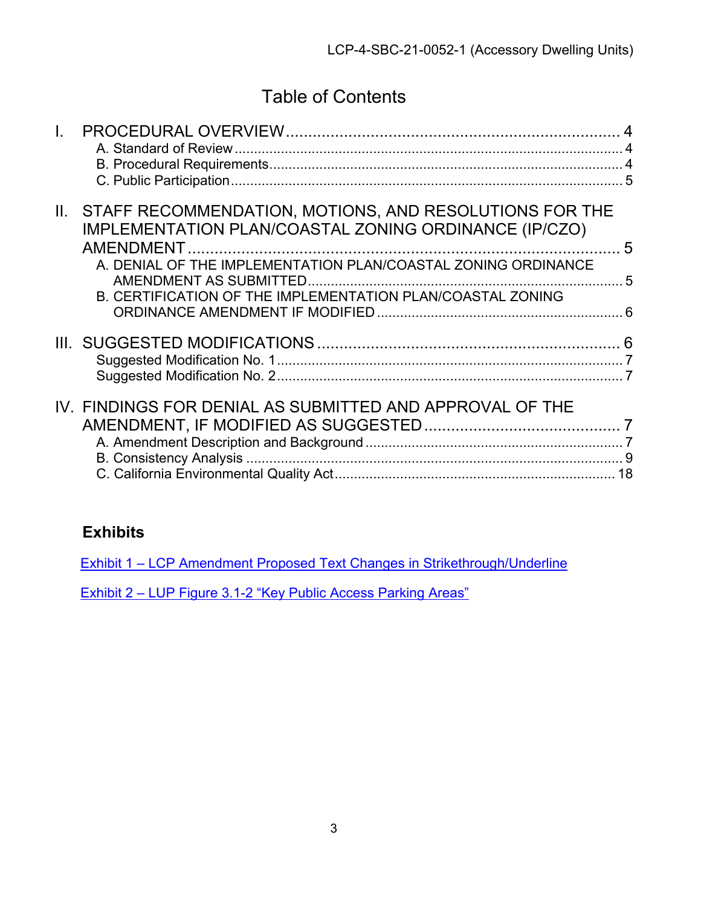# Table of Contents

I. PROCEDURAL OVERVIEW ........................................................................ 4
- A. Standard of Review ........................................................................ 4
- B. Procedural Requirements ........................................................................ 4
- C. Public Participation ........................................................................ 5

II. STAFF RECOMMENDATION, MOTIONS, AND RESOLUTIONS FOR THE IMPLEMENTATION PLAN/COASTAL ZONING ORDINANCE (IP/CZO) AMENDMENT ........................................................................ 5
- A. DENIAL OF THE IMPLEMENTATION PLAN/COASTAL ZONING ORDINANCE AMENDMENT AS SUBMITTED ........................................................................ 5
- B. CERTIFICATION OF THE IMPLEMENTATION PLAN/COASTAL ZONING ORDINANCE AMENDMENT IF MODIFIED ........................................................................ 6

III. SUGGESTED MODIFICATIONS ........................................................................ 6
- Suggested Modification No. 1 ........................................................................ 7
- Suggested Modification No. 2 ........................................................................ 7

IV. FINDINGS FOR DENIAL AS SUBMITTED AND APPROVAL OF THE AMENDMENT, IF MODIFIED AS SUGGESTED ........................................................................ 7
- A. Amendment Description and Background ........................................................................ 7
- B. Consistency Analysis ........................................................................ 9
- C. California Environmental Quality Act ........................................................................ 18

## Exhibits

Exhibit 1 – LCP Amendment Proposed Text Changes in Strikethrough/Underline

Exhibit 2 – LUP Figure 3.1-2 "Key Public Access Parking Areas"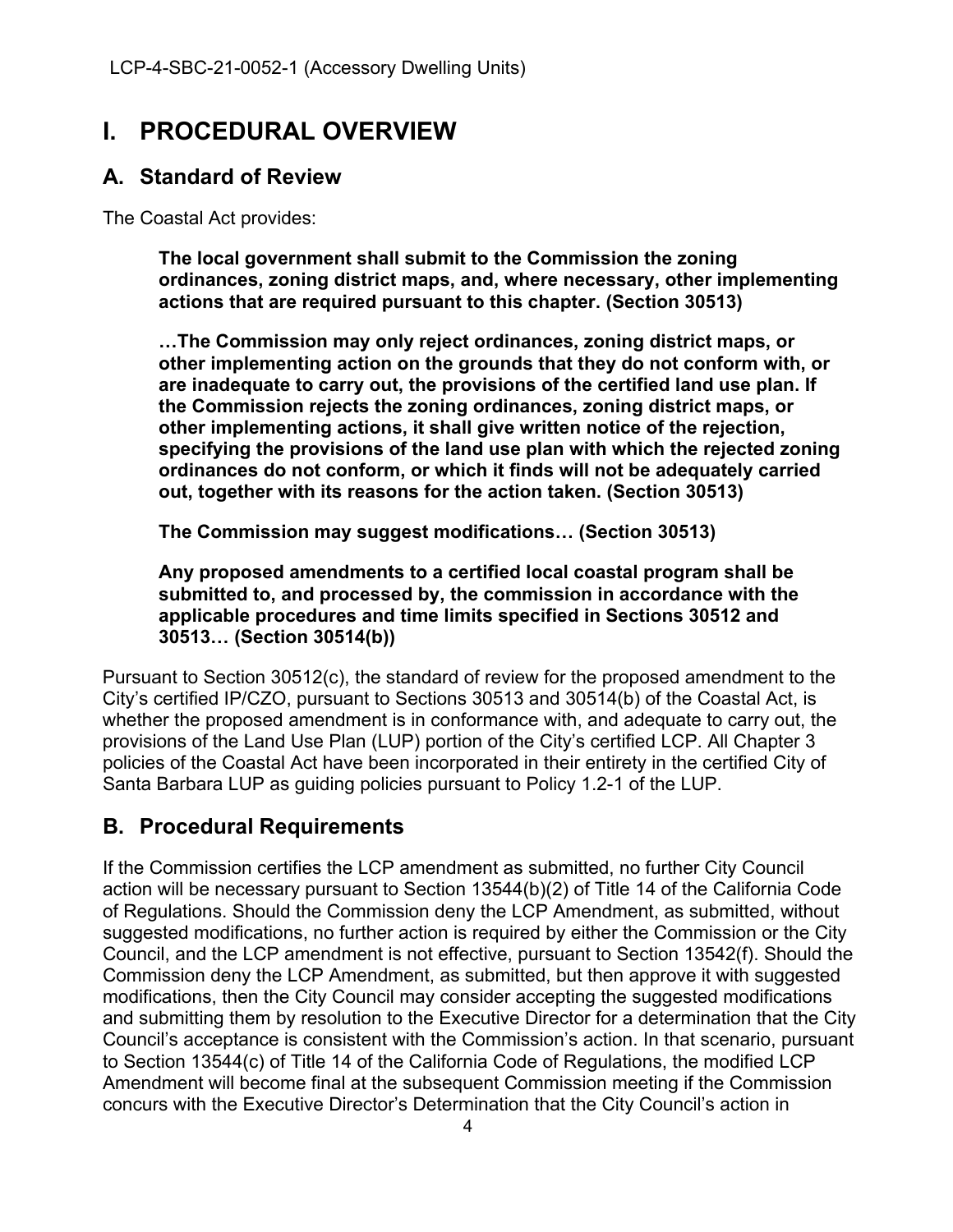# I. PROCEDURAL OVERVIEW

## A. Standard of Review

The Coastal Act provides:

> **The local government shall submit to the Commission the zoning ordinances, zoning district maps, and, where necessary, other implementing actions that are required pursuant to this chapter. (Section 30513)**
>
> **…The Commission may only reject ordinances, zoning district maps, or other implementing action on the grounds that they do not conform with, or are inadequate to carry out, the provisions of the certified land use plan. If the Commission rejects the zoning ordinances, zoning district maps, or other implementing actions, it shall give written notice of the rejection, specifying the provisions of the land use plan with which the rejected zoning ordinances do not conform, or which it finds will not be adequately carried out, together with its reasons for the action taken. (Section 30513)**
>
> **The Commission may suggest modifications… (Section 30513)**
>
> **Any proposed amendments to a certified local coastal program shall be submitted to, and processed by, the commission in accordance with the applicable procedures and time limits specified in Sections 30512 and 30513… (Section 30514(b))**

Pursuant to Section 30512(c), the standard of review for the proposed amendment to the City's certified IP/CZO, pursuant to Sections 30513 and 30514(b) of the Coastal Act, is whether the proposed amendment is in conformance with, and adequate to carry out, the provisions of the Land Use Plan (LUP) portion of the City's certified LCP. All Chapter 3 policies of the Coastal Act have been incorporated in their entirety in the certified City of Santa Barbara LUP as guiding policies pursuant to Policy 1.2-1 of the LUP.

## B. Procedural Requirements

If the Commission certifies the LCP amendment as submitted, no further City Council action will be necessary pursuant to Section 13544(b)(2) of Title 14 of the California Code of Regulations. Should the Commission deny the LCP Amendment, as submitted, without suggested modifications, no further action is required by either the Commission or the City Council, and the LCP amendment is not effective, pursuant to Section 13542(f). Should the Commission deny the LCP Amendment, as submitted, but then approve it with suggested modifications, then the City Council may consider accepting the suggested modifications and submitting them by resolution to the Executive Director for a determination that the City Council's acceptance is consistent with the Commission's action. In that scenario, pursuant to Section 13544(c) of Title 14 of the California Code of Regulations, the modified LCP Amendment will become final at the subsequent Commission meeting if the Commission concurs with the Executive Director's Determination that the City Council's action in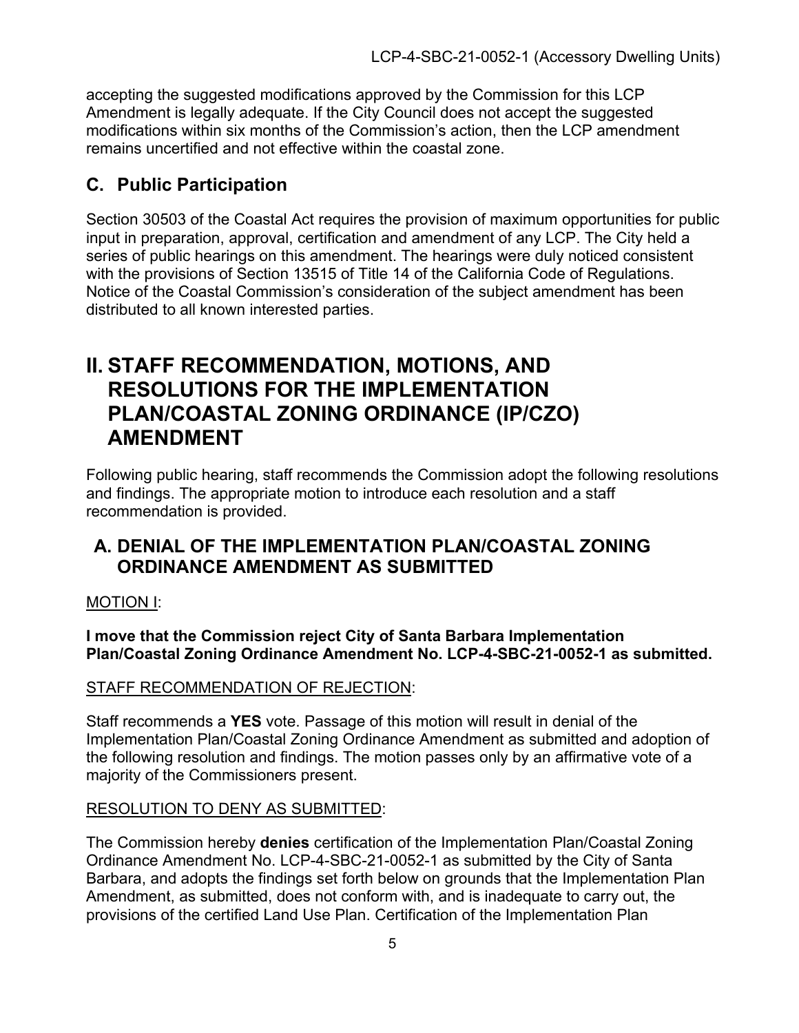accepting the suggested modifications approved by the Commission for this LCP Amendment is legally adequate. If the City Council does not accept the suggested modifications within six months of the Commission's action, then the LCP amendment remains uncertified and not effective within the coastal zone.

## C. Public Participation

Section 30503 of the Coastal Act requires the provision of maximum opportunities for public input in preparation, approval, certification and amendment of any LCP. The City held a series of public hearings on this amendment. The hearings were duly noticed consistent with the provisions of Section 13515 of Title 14 of the California Code of Regulations. Notice of the Coastal Commission's consideration of the subject amendment has been distributed to all known interested parties.

# II. STAFF RECOMMENDATION, MOTIONS, AND RESOLUTIONS FOR THE IMPLEMENTATION PLAN/COASTAL ZONING ORDINANCE (IP/CZO) AMENDMENT

Following public hearing, staff recommends the Commission adopt the following resolutions and findings. The appropriate motion to introduce each resolution and a staff recommendation is provided.

## A. DENIAL OF THE IMPLEMENTATION PLAN/COASTAL ZONING ORDINANCE AMENDMENT AS SUBMITTED

MOTION I:

**I move that the Commission reject City of Santa Barbara Implementation Plan/Coastal Zoning Ordinance Amendment No. LCP-4-SBC-21-0052-1 as submitted.**

STAFF RECOMMENDATION OF REJECTION:

Staff recommends a **YES** vote. Passage of this motion will result in denial of the Implementation Plan/Coastal Zoning Ordinance Amendment as submitted and adoption of the following resolution and findings. The motion passes only by an affirmative vote of a majority of the Commissioners present.

RESOLUTION TO DENY AS SUBMITTED:

The Commission hereby **denies** certification of the Implementation Plan/Coastal Zoning Ordinance Amendment No. LCP-4-SBC-21-0052-1 as submitted by the City of Santa Barbara, and adopts the findings set forth below on grounds that the Implementation Plan Amendment, as submitted, does not conform with, and is inadequate to carry out, the provisions of the certified Land Use Plan. Certification of the Implementation Plan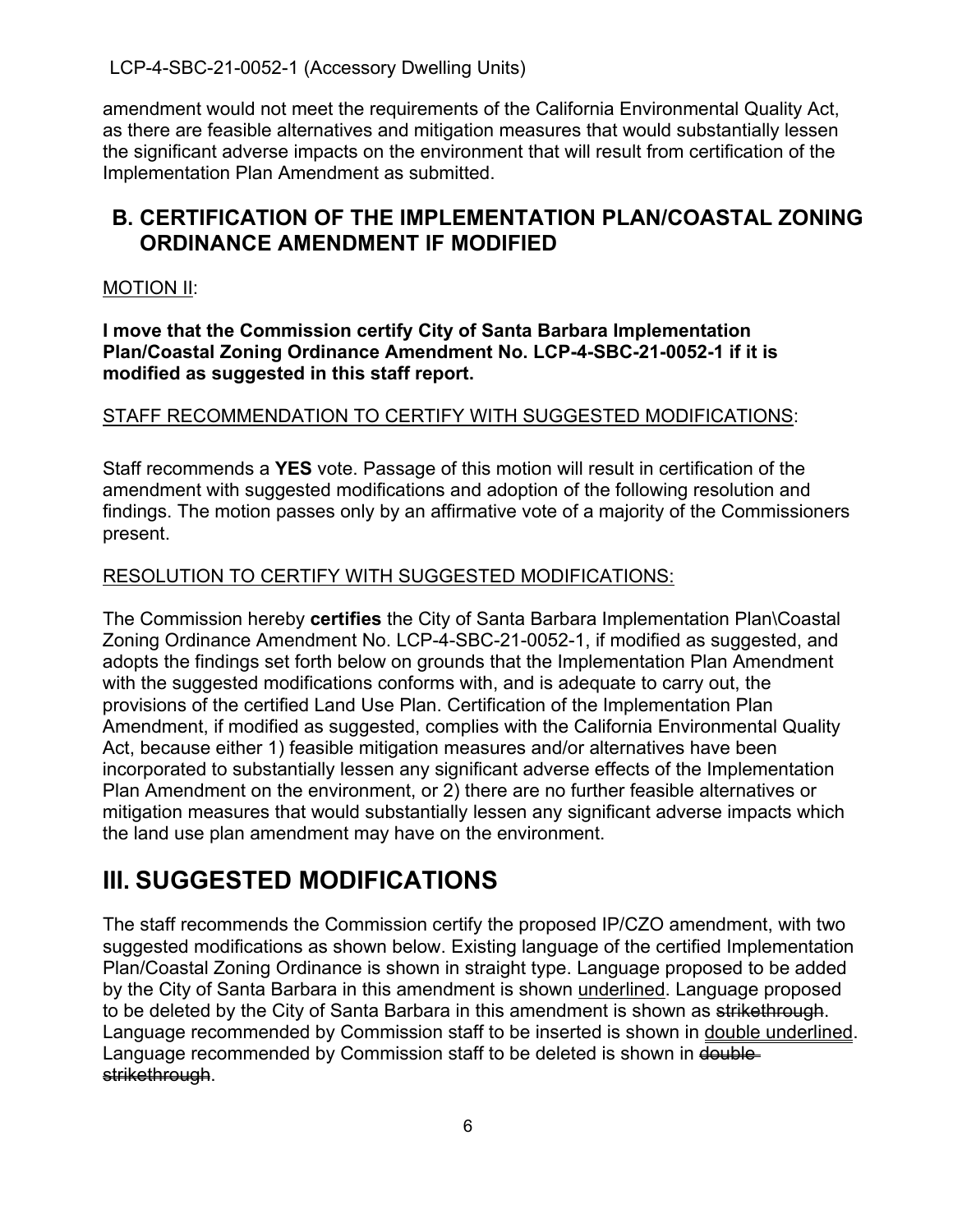amendment would not meet the requirements of the California Environmental Quality Act, as there are feasible alternatives and mitigation measures that would substantially lessen the significant adverse impacts on the environment that will result from certification of the Implementation Plan Amendment as submitted.

## B. CERTIFICATION OF THE IMPLEMENTATION PLAN/COASTAL ZONING ORDINANCE AMENDMENT IF MODIFIED

<u>MOTION II</u>:

**I move that the Commission certify City of Santa Barbara Implementation Plan/Coastal Zoning Ordinance Amendment No. LCP-4-SBC-21-0052-1 if it is modified as suggested in this staff report.**

<u>STAFF RECOMMENDATION TO CERTIFY WITH SUGGESTED MODIFICATIONS</u>:

Staff recommends a **YES** vote. Passage of this motion will result in certification of the amendment with suggested modifications and adoption of the following resolution and findings. The motion passes only by an affirmative vote of a majority of the Commissioners present.

<u>RESOLUTION TO CERTIFY WITH SUGGESTED MODIFICATIONS:</u>

The Commission hereby **certifies** the City of Santa Barbara Implementation Plan\Coastal Zoning Ordinance Amendment No. LCP-4-SBC-21-0052-1, if modified as suggested, and adopts the findings set forth below on grounds that the Implementation Plan Amendment with the suggested modifications conforms with, and is adequate to carry out, the provisions of the certified Land Use Plan. Certification of the Implementation Plan Amendment, if modified as suggested, complies with the California Environmental Quality Act, because either 1) feasible mitigation measures and/or alternatives have been incorporated to substantially lessen any significant adverse effects of the Implementation Plan Amendment on the environment, or 2) there are no further feasible alternatives or mitigation measures that would substantially lessen any significant adverse impacts which the land use plan amendment may have on the environment.

# III. SUGGESTED MODIFICATIONS

The staff recommends the Commission certify the proposed IP/CZO amendment, with two suggested modifications as shown below. Existing language of the certified Implementation Plan/Coastal Zoning Ordinance is shown in straight type. Language proposed to be added by the City of Santa Barbara in this amendment is shown <u>underlined</u>. Language proposed to be deleted by the City of Santa Barbara in this amendment is shown as ~~strikethrough~~. Language recommended by Commission staff to be inserted is shown in <u><u>double underlined</u></u>. Language recommended by Commission staff to be deleted is shown in ~~double strikethrough~~.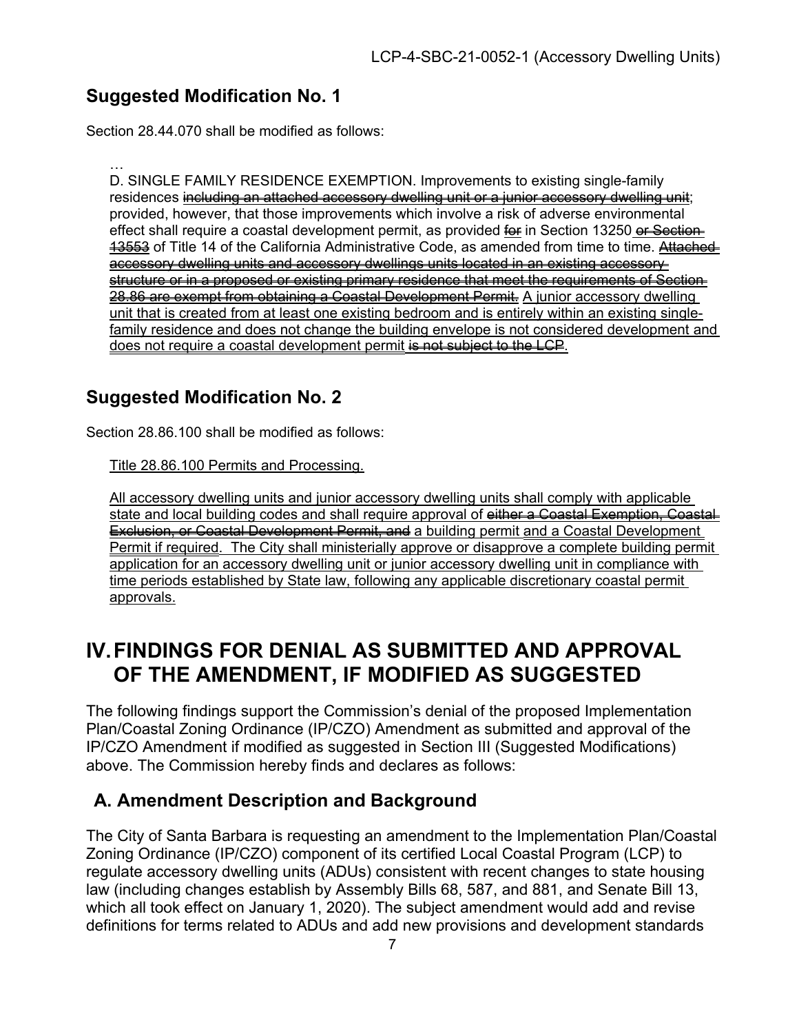## Suggested Modification No. 1

Section 28.44.070 shall be modified as follows:

…

D. SINGLE FAMILY RESIDENCE EXEMPTION. Improvements to existing single-family residences ~~including an attached accessory dwelling unit or a junior accessory dwelling unit~~; provided, however, that those improvements which involve a risk of adverse environmental effect shall require a coastal development permit, as provided ~~for~~ in Section 13250 ~~or Section 13553~~ of Title 14 of the California Administrative Code, as amended from time to time. ~~Attached accessory dwelling units and accessory dwellings units located in an existing accessory structure or in a proposed or existing primary residence that meet the requirements of Section 28.86 are exempt from obtaining a Coastal Development Permit.~~ <u>A junior accessory dwelling unit that is created from at least one existing bedroom and is entirely within an existing single-family residence and does not change the building envelope is not considered development and does not require a coastal development permit</u> ~~is not subject to the LCP~~.

## Suggested Modification No. 2

Section 28.86.100 shall be modified as follows:

<u>Title 28.86.100 Permits and Processing.</u>

<u>All accessory dwelling units and junior accessory dwelling units shall comply with applicable state and local building codes and shall require approval of</u> ~~either a Coastal Exemption, Coastal Exclusion, or Coastal Development Permit, and~~ <u>a building permit and a Coastal Development Permit if required. The City shall ministerially approve or disapprove a complete building permit application for an accessory dwelling unit or junior accessory dwelling unit in compliance with time periods established by State law, following any applicable discretionary coastal permit approvals.</u>

# IV. FINDINGS FOR DENIAL AS SUBMITTED AND APPROVAL OF THE AMENDMENT, IF MODIFIED AS SUGGESTED

The following findings support the Commission's denial of the proposed Implementation Plan/Coastal Zoning Ordinance (IP/CZO) Amendment as submitted and approval of the IP/CZO Amendment if modified as suggested in Section III (Suggested Modifications) above. The Commission hereby finds and declares as follows:

## A. Amendment Description and Background

The City of Santa Barbara is requesting an amendment to the Implementation Plan/Coastal Zoning Ordinance (IP/CZO) component of its certified Local Coastal Program (LCP) to regulate accessory dwelling units (ADUs) consistent with recent changes to state housing law (including changes establish by Assembly Bills 68, 587, and 881, and Senate Bill 13, which all took effect on January 1, 2020). The subject amendment would add and revise definitions for terms related to ADUs and add new provisions and development standards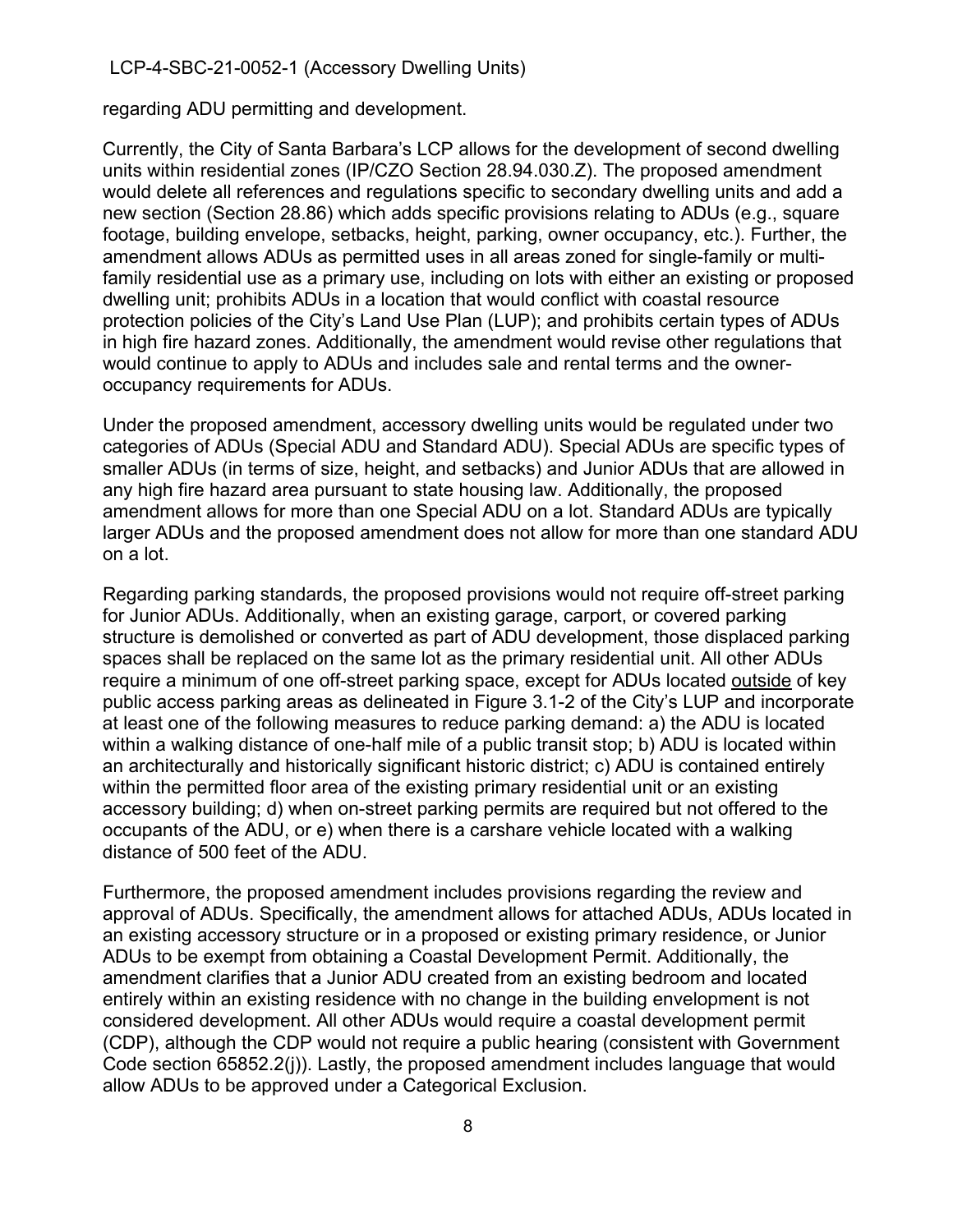regarding ADU permitting and development.

Currently, the City of Santa Barbara's LCP allows for the development of second dwelling units within residential zones (IP/CZO Section 28.94.030.Z). The proposed amendment would delete all references and regulations specific to secondary dwelling units and add a new section (Section 28.86) which adds specific provisions relating to ADUs (e.g., square footage, building envelope, setbacks, height, parking, owner occupancy, etc.). Further, the amendment allows ADUs as permitted uses in all areas zoned for single-family or multi-family residential use as a primary use, including on lots with either an existing or proposed dwelling unit; prohibits ADUs in a location that would conflict with coastal resource protection policies of the City's Land Use Plan (LUP); and prohibits certain types of ADUs in high fire hazard zones. Additionally, the amendment would revise other regulations that would continue to apply to ADUs and includes sale and rental terms and the owner-occupancy requirements for ADUs.

Under the proposed amendment, accessory dwelling units would be regulated under two categories of ADUs (Special ADU and Standard ADU). Special ADUs are specific types of smaller ADUs (in terms of size, height, and setbacks) and Junior ADUs that are allowed in any high fire hazard area pursuant to state housing law. Additionally, the proposed amendment allows for more than one Special ADU on a lot. Standard ADUs are typically larger ADUs and the proposed amendment does not allow for more than one standard ADU on a lot.

Regarding parking standards, the proposed provisions would not require off-street parking for Junior ADUs. Additionally, when an existing garage, carport, or covered parking structure is demolished or converted as part of ADU development, those displaced parking spaces shall be replaced on the same lot as the primary residential unit. All other ADUs require a minimum of one off-street parking space, except for ADUs located <u>outside</u> of key public access parking areas as delineated in Figure 3.1-2 of the City's LUP and incorporate at least one of the following measures to reduce parking demand: a) the ADU is located within a walking distance of one-half mile of a public transit stop; b) ADU is located within an architecturally and historically significant historic district; c) ADU is contained entirely within the permitted floor area of the existing primary residential unit or an existing accessory building; d) when on-street parking permits are required but not offered to the occupants of the ADU, or e) when there is a carshare vehicle located with a walking distance of 500 feet of the ADU.

Furthermore, the proposed amendment includes provisions regarding the review and approval of ADUs. Specifically, the amendment allows for attached ADUs, ADUs located in an existing accessory structure or in a proposed or existing primary residence, or Junior ADUs to be exempt from obtaining a Coastal Development Permit. Additionally, the amendment clarifies that a Junior ADU created from an existing bedroom and located entirely within an existing residence with no change in the building envelopment is not considered development. All other ADUs would require a coastal development permit (CDP), although the CDP would not require a public hearing (consistent with Government Code section 65852.2(j)). Lastly, the proposed amendment includes language that would allow ADUs to be approved under a Categorical Exclusion.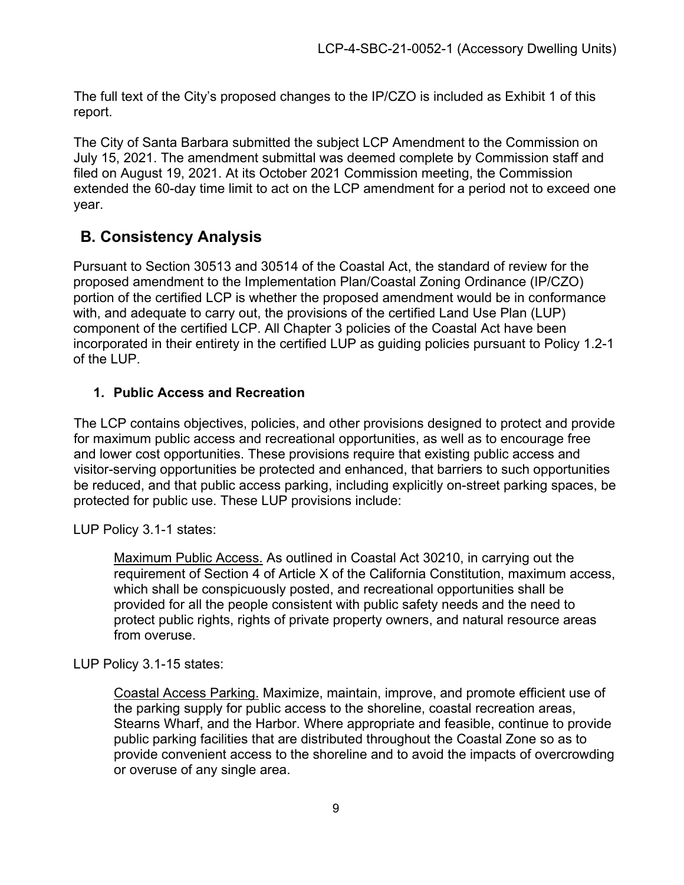The full text of the City's proposed changes to the IP/CZO is included as Exhibit 1 of this report.

The City of Santa Barbara submitted the subject LCP Amendment to the Commission on July 15, 2021. The amendment submittal was deemed complete by Commission staff and filed on August 19, 2021. At its October 2021 Commission meeting, the Commission extended the 60-day time limit to act on the LCP amendment for a period not to exceed one year.

## B. Consistency Analysis

Pursuant to Section 30513 and 30514 of the Coastal Act, the standard of review for the proposed amendment to the Implementation Plan/Coastal Zoning Ordinance (IP/CZO) portion of the certified LCP is whether the proposed amendment would be in conformance with, and adequate to carry out, the provisions of the certified Land Use Plan (LUP) component of the certified LCP. All Chapter 3 policies of the Coastal Act have been incorporated in their entirety in the certified LUP as guiding policies pursuant to Policy 1.2-1 of the LUP.

### 1. Public Access and Recreation

The LCP contains objectives, policies, and other provisions designed to protect and provide for maximum public access and recreational opportunities, as well as to encourage free and lower cost opportunities. These provisions require that existing public access and visitor-serving opportunities be protected and enhanced, that barriers to such opportunities be reduced, and that public access parking, including explicitly on-street parking spaces, be protected for public use. These LUP provisions include:

LUP Policy 3.1-1 states:

> Maximum Public Access. As outlined in Coastal Act 30210, in carrying out the requirement of Section 4 of Article X of the California Constitution, maximum access, which shall be conspicuously posted, and recreational opportunities shall be provided for all the people consistent with public safety needs and the need to protect public rights, rights of private property owners, and natural resource areas from overuse.

LUP Policy 3.1-15 states:

> Coastal Access Parking. Maximize, maintain, improve, and promote efficient use of the parking supply for public access to the shoreline, coastal recreation areas, Stearns Wharf, and the Harbor. Where appropriate and feasible, continue to provide public parking facilities that are distributed throughout the Coastal Zone so as to provide convenient access to the shoreline and to avoid the impacts of overcrowding or overuse of any single area.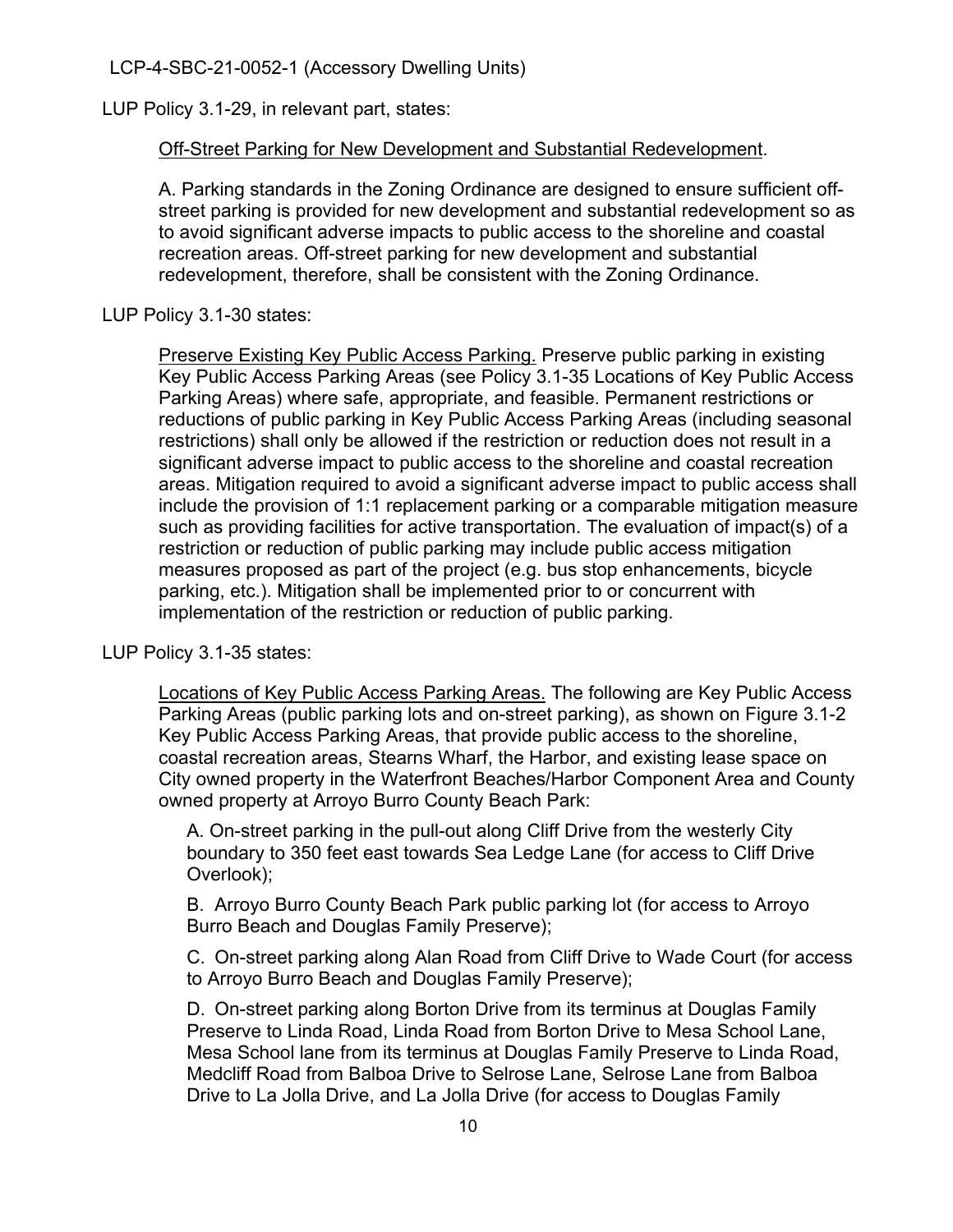LUP Policy 3.1-29, in relevant part, states:

> Off-Street Parking for New Development and Substantial Redevelopment.
>
> A. Parking standards in the Zoning Ordinance are designed to ensure sufficient off-street parking is provided for new development and substantial redevelopment so as to avoid significant adverse impacts to public access to the shoreline and coastal recreation areas. Off-street parking for new development and substantial redevelopment, therefore, shall be consistent with the Zoning Ordinance.

LUP Policy 3.1-30 states:

> Preserve Existing Key Public Access Parking. Preserve public parking in existing Key Public Access Parking Areas (see Policy 3.1-35 Locations of Key Public Access Parking Areas) where safe, appropriate, and feasible. Permanent restrictions or reductions of public parking in Key Public Access Parking Areas (including seasonal restrictions) shall only be allowed if the restriction or reduction does not result in a significant adverse impact to public access to the shoreline and coastal recreation areas. Mitigation required to avoid a significant adverse impact to public access shall include the provision of 1:1 replacement parking or a comparable mitigation measure such as providing facilities for active transportation. The evaluation of impact(s) of a restriction or reduction of public parking may include public access mitigation measures proposed as part of the project (e.g. bus stop enhancements, bicycle parking, etc.). Mitigation shall be implemented prior to or concurrent with implementation of the restriction or reduction of public parking.

LUP Policy 3.1-35 states:

> Locations of Key Public Access Parking Areas. The following are Key Public Access Parking Areas (public parking lots and on-street parking), as shown on Figure 3.1-2 Key Public Access Parking Areas, that provide public access to the shoreline, coastal recreation areas, Stearns Wharf, the Harbor, and existing lease space on City owned property in the Waterfront Beaches/Harbor Component Area and County owned property at Arroyo Burro County Beach Park:
>
> A. On-street parking in the pull-out along Cliff Drive from the westerly City boundary to 350 feet east towards Sea Ledge Lane (for access to Cliff Drive Overlook);
>
> B. Arroyo Burro County Beach Park public parking lot (for access to Arroyo Burro Beach and Douglas Family Preserve);
>
> C. On-street parking along Alan Road from Cliff Drive to Wade Court (for access to Arroyo Burro Beach and Douglas Family Preserve);
>
> D. On-street parking along Borton Drive from its terminus at Douglas Family Preserve to Linda Road, Linda Road from Borton Drive to Mesa School Lane, Mesa School lane from its terminus at Douglas Family Preserve to Linda Road, Medcliff Road from Balboa Drive to Selrose Lane, Selrose Lane from Balboa Drive to La Jolla Drive, and La Jolla Drive (for access to Douglas Family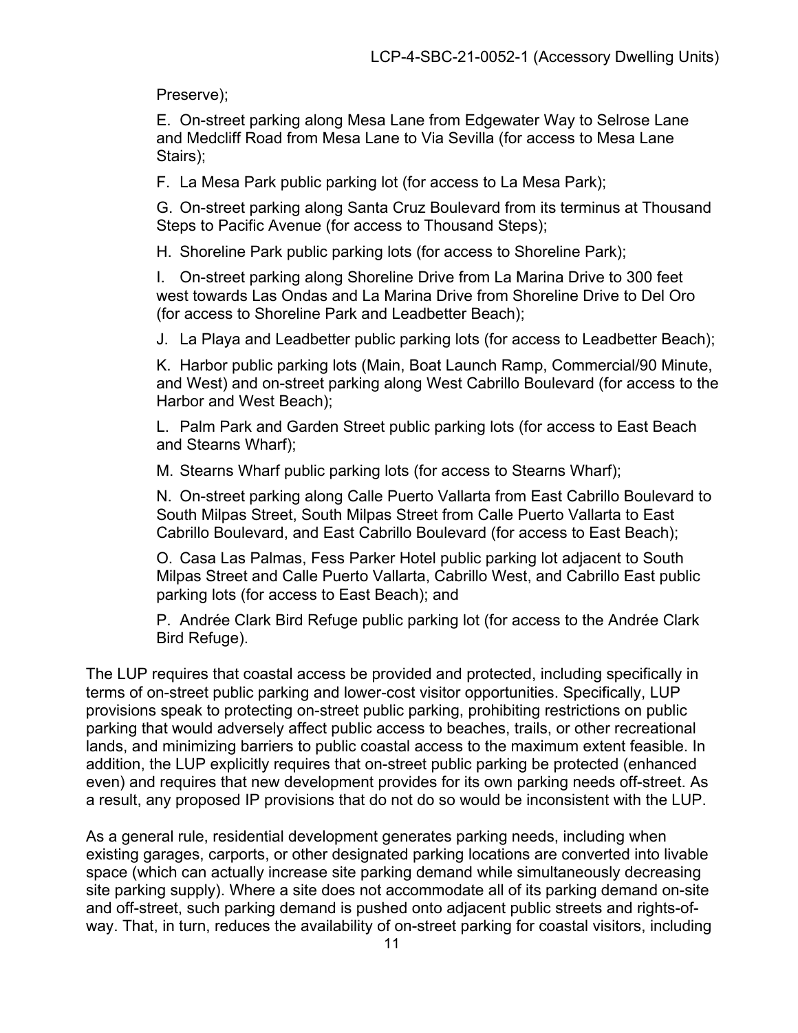Preserve);

E. On-street parking along Mesa Lane from Edgewater Way to Selrose Lane and Medcliff Road from Mesa Lane to Via Sevilla (for access to Mesa Lane Stairs);

F. La Mesa Park public parking lot (for access to La Mesa Park);

G. On-street parking along Santa Cruz Boulevard from its terminus at Thousand Steps to Pacific Avenue (for access to Thousand Steps);

H. Shoreline Park public parking lots (for access to Shoreline Park);

I. On-street parking along Shoreline Drive from La Marina Drive to 300 feet west towards Las Ondas and La Marina Drive from Shoreline Drive to Del Oro (for access to Shoreline Park and Leadbetter Beach);

J. La Playa and Leadbetter public parking lots (for access to Leadbetter Beach);

K. Harbor public parking lots (Main, Boat Launch Ramp, Commercial/90 Minute, and West) and on-street parking along West Cabrillo Boulevard (for access to the Harbor and West Beach);

L. Palm Park and Garden Street public parking lots (for access to East Beach and Stearns Wharf);

M. Stearns Wharf public parking lots (for access to Stearns Wharf);

N. On-street parking along Calle Puerto Vallarta from East Cabrillo Boulevard to South Milpas Street, South Milpas Street from Calle Puerto Vallarta to East Cabrillo Boulevard, and East Cabrillo Boulevard (for access to East Beach);

O. Casa Las Palmas, Fess Parker Hotel public parking lot adjacent to South Milpas Street and Calle Puerto Vallarta, Cabrillo West, and Cabrillo East public parking lots (for access to East Beach); and

P. Andrée Clark Bird Refuge public parking lot (for access to the Andrée Clark Bird Refuge).

The LUP requires that coastal access be provided and protected, including specifically in terms of on-street public parking and lower-cost visitor opportunities. Specifically, LUP provisions speak to protecting on-street public parking, prohibiting restrictions on public parking that would adversely affect public access to beaches, trails, or other recreational lands, and minimizing barriers to public coastal access to the maximum extent feasible. In addition, the LUP explicitly requires that on-street public parking be protected (enhanced even) and requires that new development provides for its own parking needs off-street. As a result, any proposed IP provisions that do not do so would be inconsistent with the LUP.

As a general rule, residential development generates parking needs, including when existing garages, carports, or other designated parking locations are converted into livable space (which can actually increase site parking demand while simultaneously decreasing site parking supply). Where a site does not accommodate all of its parking demand on-site and off-street, such parking demand is pushed onto adjacent public streets and rights-of-way. That, in turn, reduces the availability of on-street parking for coastal visitors, including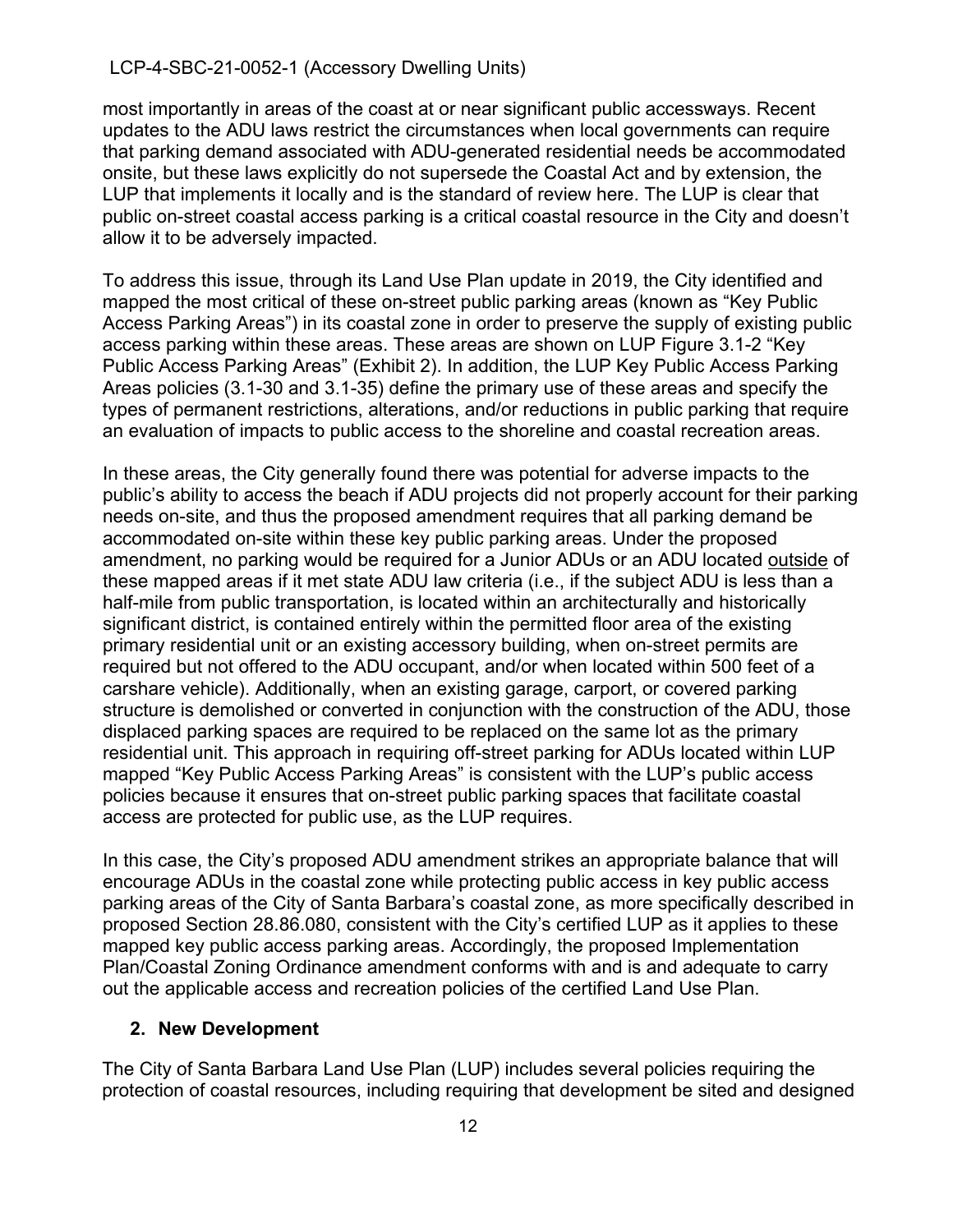most importantly in areas of the coast at or near significant public accessways. Recent updates to the ADU laws restrict the circumstances when local governments can require that parking demand associated with ADU-generated residential needs be accommodated onsite, but these laws explicitly do not supersede the Coastal Act and by extension, the LUP that implements it locally and is the standard of review here. The LUP is clear that public on-street coastal access parking is a critical coastal resource in the City and doesn't allow it to be adversely impacted.

To address this issue, through its Land Use Plan update in 2019, the City identified and mapped the most critical of these on-street public parking areas (known as "Key Public Access Parking Areas") in its coastal zone in order to preserve the supply of existing public access parking within these areas. These areas are shown on LUP Figure 3.1-2 "Key Public Access Parking Areas" (Exhibit 2). In addition, the LUP Key Public Access Parking Areas policies (3.1-30 and 3.1-35) define the primary use of these areas and specify the types of permanent restrictions, alterations, and/or reductions in public parking that require an evaluation of impacts to public access to the shoreline and coastal recreation areas.

In these areas, the City generally found there was potential for adverse impacts to the public's ability to access the beach if ADU projects did not properly account for their parking needs on-site, and thus the proposed amendment requires that all parking demand be accommodated on-site within these key public parking areas. Under the proposed amendment, no parking would be required for a Junior ADUs or an ADU located <u>outside</u> of these mapped areas if it met state ADU law criteria (i.e., if the subject ADU is less than a half-mile from public transportation, is located within an architecturally and historically significant district, is contained entirely within the permitted floor area of the existing primary residential unit or an existing accessory building, when on-street permits are required but not offered to the ADU occupant, and/or when located within 500 feet of a carshare vehicle). Additionally, when an existing garage, carport, or covered parking structure is demolished or converted in conjunction with the construction of the ADU, those displaced parking spaces are required to be replaced on the same lot as the primary residential unit. This approach in requiring off-street parking for ADUs located within LUP mapped "Key Public Access Parking Areas" is consistent with the LUP's public access policies because it ensures that on-street public parking spaces that facilitate coastal access are protected for public use, as the LUP requires.

In this case, the City's proposed ADU amendment strikes an appropriate balance that will encourage ADUs in the coastal zone while protecting public access in key public access parking areas of the City of Santa Barbara's coastal zone, as more specifically described in proposed Section 28.86.080, consistent with the City's certified LUP as it applies to these mapped key public access parking areas. Accordingly, the proposed Implementation Plan/Coastal Zoning Ordinance amendment conforms with and is and adequate to carry out the applicable access and recreation policies of the certified Land Use Plan.

### 2. New Development

The City of Santa Barbara Land Use Plan (LUP) includes several policies requiring the protection of coastal resources, including requiring that development be sited and designed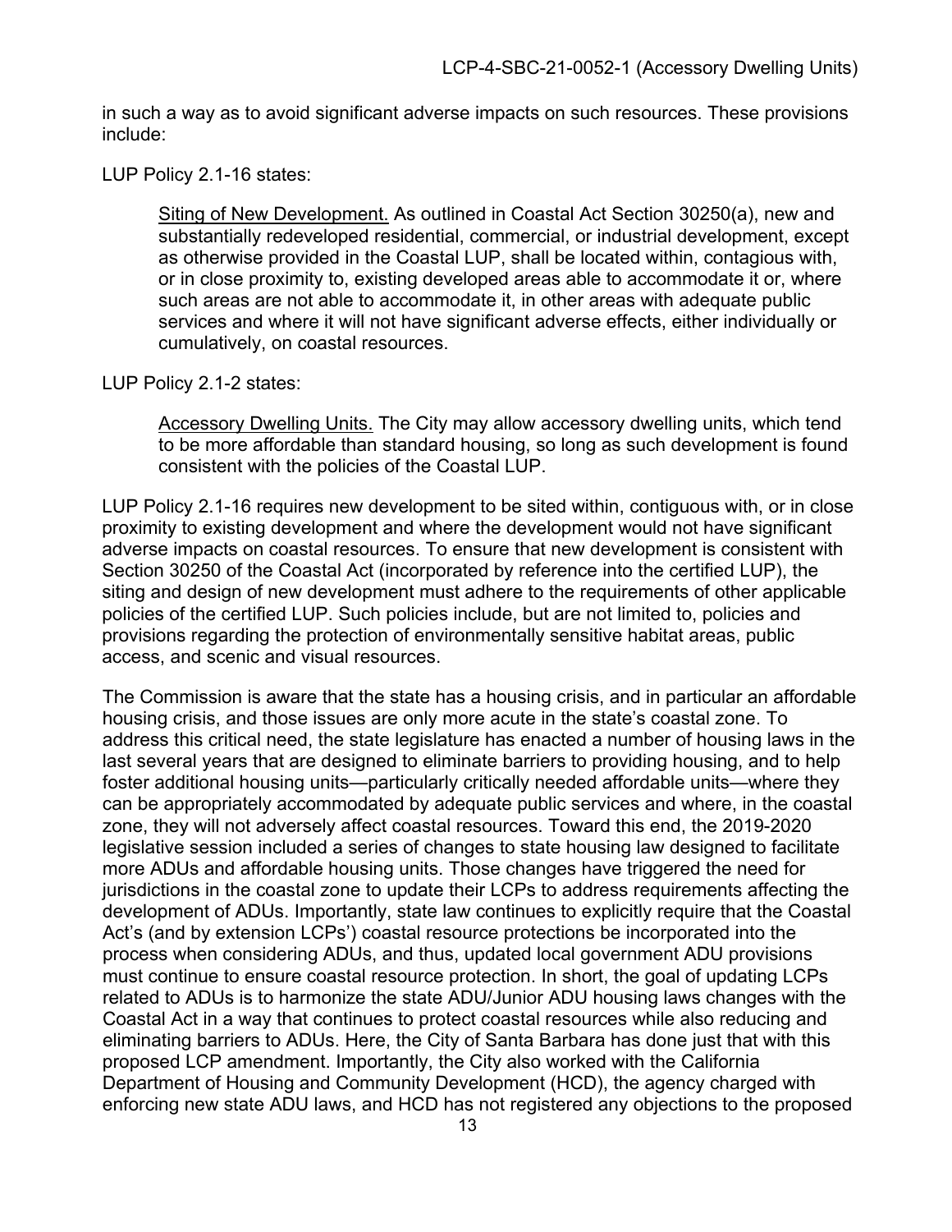in such a way as to avoid significant adverse impacts on such resources. These provisions include:

LUP Policy 2.1-16 states:

> Siting of New Development. As outlined in Coastal Act Section 30250(a), new and substantially redeveloped residential, commercial, or industrial development, except as otherwise provided in the Coastal LUP, shall be located within, contagious with, or in close proximity to, existing developed areas able to accommodate it or, where such areas are not able to accommodate it, in other areas with adequate public services and where it will not have significant adverse effects, either individually or cumulatively, on coastal resources.

LUP Policy 2.1-2 states:

> Accessory Dwelling Units. The City may allow accessory dwelling units, which tend to be more affordable than standard housing, so long as such development is found consistent with the policies of the Coastal LUP.

LUP Policy 2.1-16 requires new development to be sited within, contiguous with, or in close proximity to existing development and where the development would not have significant adverse impacts on coastal resources. To ensure that new development is consistent with Section 30250 of the Coastal Act (incorporated by reference into the certified LUP), the siting and design of new development must adhere to the requirements of other applicable policies of the certified LUP. Such policies include, but are not limited to, policies and provisions regarding the protection of environmentally sensitive habitat areas, public access, and scenic and visual resources.

The Commission is aware that the state has a housing crisis, and in particular an affordable housing crisis, and those issues are only more acute in the state's coastal zone. To address this critical need, the state legislature has enacted a number of housing laws in the last several years that are designed to eliminate barriers to providing housing, and to help foster additional housing units—particularly critically needed affordable units—where they can be appropriately accommodated by adequate public services and where, in the coastal zone, they will not adversely affect coastal resources. Toward this end, the 2019-2020 legislative session included a series of changes to state housing law designed to facilitate more ADUs and affordable housing units. Those changes have triggered the need for jurisdictions in the coastal zone to update their LCPs to address requirements affecting the development of ADUs. Importantly, state law continues to explicitly require that the Coastal Act's (and by extension LCPs') coastal resource protections be incorporated into the process when considering ADUs, and thus, updated local government ADU provisions must continue to ensure coastal resource protection. In short, the goal of updating LCPs related to ADUs is to harmonize the state ADU/Junior ADU housing laws changes with the Coastal Act in a way that continues to protect coastal resources while also reducing and eliminating barriers to ADUs. Here, the City of Santa Barbara has done just that with this proposed LCP amendment. Importantly, the City also worked with the California Department of Housing and Community Development (HCD), the agency charged with enforcing new state ADU laws, and HCD has not registered any objections to the proposed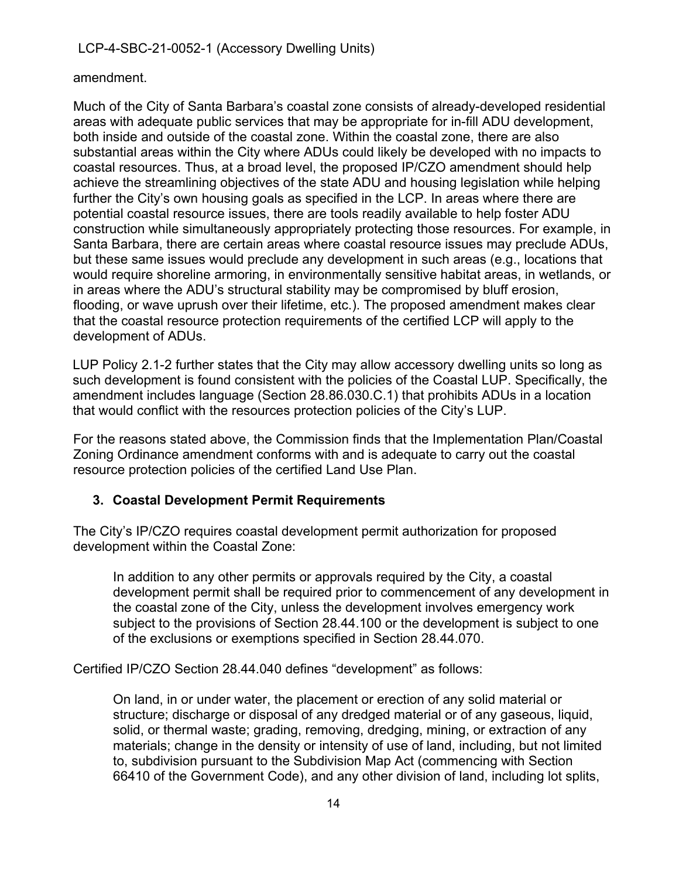amendment.

Much of the City of Santa Barbara's coastal zone consists of already-developed residential areas with adequate public services that may be appropriate for in-fill ADU development, both inside and outside of the coastal zone. Within the coastal zone, there are also substantial areas within the City where ADUs could likely be developed with no impacts to coastal resources. Thus, at a broad level, the proposed IP/CZO amendment should help achieve the streamlining objectives of the state ADU and housing legislation while helping further the City's own housing goals as specified in the LCP. In areas where there are potential coastal resource issues, there are tools readily available to help foster ADU construction while simultaneously appropriately protecting those resources. For example, in Santa Barbara, there are certain areas where coastal resource issues may preclude ADUs, but these same issues would preclude any development in such areas (e.g., locations that would require shoreline armoring, in environmentally sensitive habitat areas, in wetlands, or in areas where the ADU's structural stability may be compromised by bluff erosion, flooding, or wave uprush over their lifetime, etc.). The proposed amendment makes clear that the coastal resource protection requirements of the certified LCP will apply to the development of ADUs.

LUP Policy 2.1-2 further states that the City may allow accessory dwelling units so long as such development is found consistent with the policies of the Coastal LUP. Specifically, the amendment includes language (Section 28.86.030.C.1) that prohibits ADUs in a location that would conflict with the resources protection policies of the City's LUP.

For the reasons stated above, the Commission finds that the Implementation Plan/Coastal Zoning Ordinance amendment conforms with and is adequate to carry out the coastal resource protection policies of the certified Land Use Plan.

### 3. Coastal Development Permit Requirements

The City's IP/CZO requires coastal development permit authorization for proposed development within the Coastal Zone:

> In addition to any other permits or approvals required by the City, a coastal development permit shall be required prior to commencement of any development in the coastal zone of the City, unless the development involves emergency work subject to the provisions of Section 28.44.100 or the development is subject to one of the exclusions or exemptions specified in Section 28.44.070.

Certified IP/CZO Section 28.44.040 defines "development" as follows:

> On land, in or under water, the placement or erection of any solid material or structure; discharge or disposal of any dredged material or of any gaseous, liquid, solid, or thermal waste; grading, removing, dredging, mining, or extraction of any materials; change in the density or intensity of use of land, including, but not limited to, subdivision pursuant to the Subdivision Map Act (commencing with Section 66410 of the Government Code), and any other division of land, including lot splits,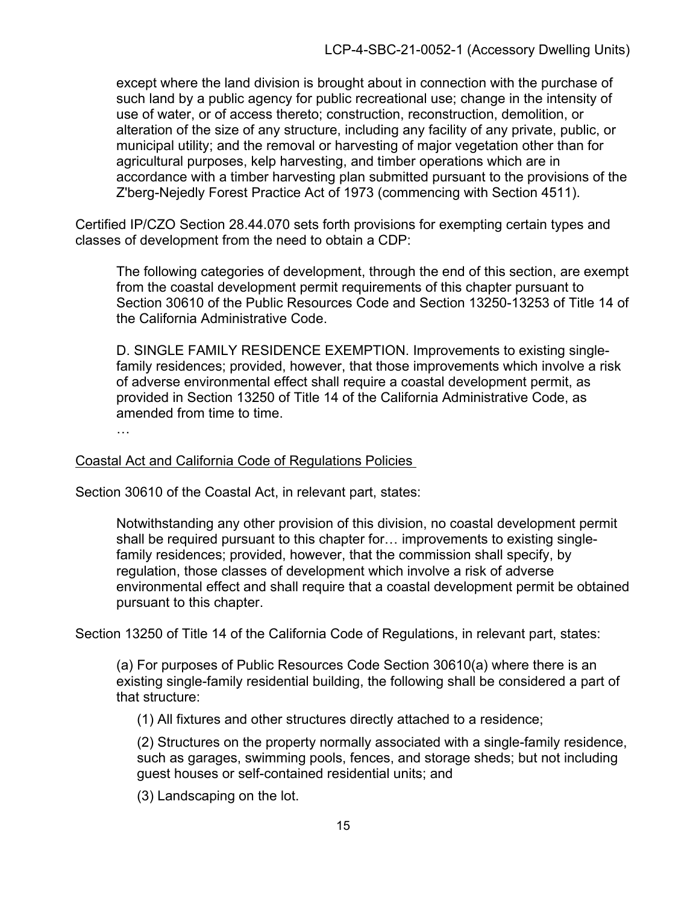except where the land division is brought about in connection with the purchase of such land by a public agency for public recreational use; change in the intensity of use of water, or of access thereto; construction, reconstruction, demolition, or alteration of the size of any structure, including any facility of any private, public, or municipal utility; and the removal or harvesting of major vegetation other than for agricultural purposes, kelp harvesting, and timber operations which are in accordance with a timber harvesting plan submitted pursuant to the provisions of the Z'berg-Nejedly Forest Practice Act of 1973 (commencing with Section 4511).

Certified IP/CZO Section 28.44.070 sets forth provisions for exempting certain types and classes of development from the need to obtain a CDP:

> The following categories of development, through the end of this section, are exempt from the coastal development permit requirements of this chapter pursuant to Section 30610 of the Public Resources Code and Section 13250-13253 of Title 14 of the California Administrative Code.
>
> D. SINGLE FAMILY RESIDENCE EXEMPTION. Improvements to existing single-family residences; provided, however, that those improvements which involve a risk of adverse environmental effect shall require a coastal development permit, as provided in Section 13250 of Title 14 of the California Administrative Code, as amended from time to time.
>
> …

Coastal Act and California Code of Regulations Policies

Section 30610 of the Coastal Act, in relevant part, states:

> Notwithstanding any other provision of this division, no coastal development permit shall be required pursuant to this chapter for… improvements to existing single-family residences; provided, however, that the commission shall specify, by regulation, those classes of development which involve a risk of adverse environmental effect and shall require that a coastal development permit be obtained pursuant to this chapter.

Section 13250 of Title 14 of the California Code of Regulations, in relevant part, states:

> (a) For purposes of Public Resources Code Section 30610(a) where there is an existing single-family residential building, the following shall be considered a part of that structure:
>
> (1) All fixtures and other structures directly attached to a residence;
>
> (2) Structures on the property normally associated with a single-family residence, such as garages, swimming pools, fences, and storage sheds; but not including guest houses or self-contained residential units; and
>
> (3) Landscaping on the lot.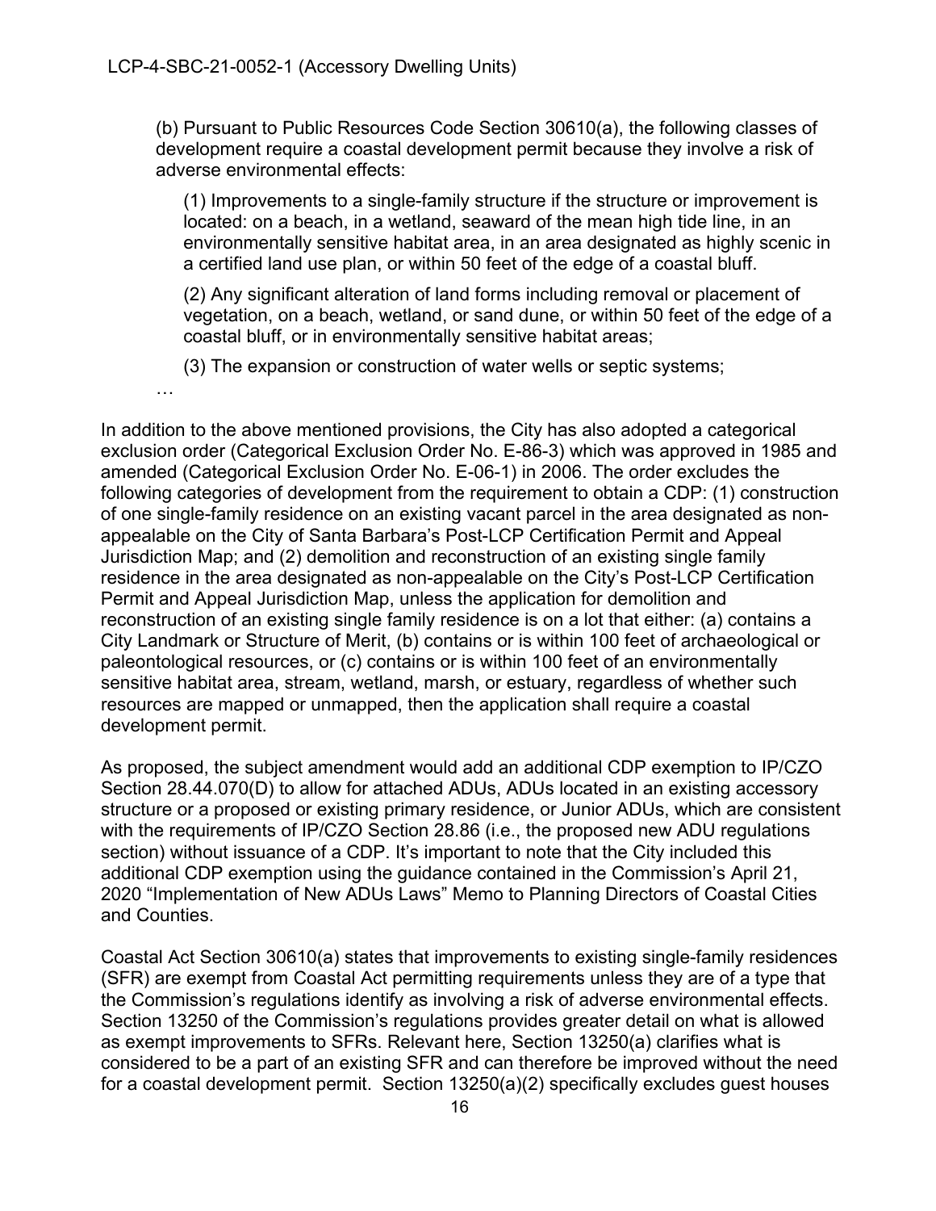(b) Pursuant to Public Resources Code Section 30610(a), the following classes of development require a coastal development permit because they involve a risk of adverse environmental effects:

(1) Improvements to a single-family structure if the structure or improvement is located: on a beach, in a wetland, seaward of the mean high tide line, in an environmentally sensitive habitat area, in an area designated as highly scenic in a certified land use plan, or within 50 feet of the edge of a coastal bluff.

(2) Any significant alteration of land forms including removal or placement of vegetation, on a beach, wetland, or sand dune, or within 50 feet of the edge of a coastal bluff, or in environmentally sensitive habitat areas;

(3) The expansion or construction of water wells or septic systems;

…

In addition to the above mentioned provisions, the City has also adopted a categorical exclusion order (Categorical Exclusion Order No. E-86-3) which was approved in 1985 and amended (Categorical Exclusion Order No. E-06-1) in 2006. The order excludes the following categories of development from the requirement to obtain a CDP: (1) construction of one single-family residence on an existing vacant parcel in the area designated as non-appealable on the City of Santa Barbara's Post-LCP Certification Permit and Appeal Jurisdiction Map; and (2) demolition and reconstruction of an existing single family residence in the area designated as non-appealable on the City's Post-LCP Certification Permit and Appeal Jurisdiction Map, unless the application for demolition and reconstruction of an existing single family residence is on a lot that either: (a) contains a City Landmark or Structure of Merit, (b) contains or is within 100 feet of archaeological or paleontological resources, or (c) contains or is within 100 feet of an environmentally sensitive habitat area, stream, wetland, marsh, or estuary, regardless of whether such resources are mapped or unmapped, then the application shall require a coastal development permit.

As proposed, the subject amendment would add an additional CDP exemption to IP/CZO Section 28.44.070(D) to allow for attached ADUs, ADUs located in an existing accessory structure or a proposed or existing primary residence, or Junior ADUs, which are consistent with the requirements of IP/CZO Section 28.86 (i.e., the proposed new ADU regulations section) without issuance of a CDP. It's important to note that the City included this additional CDP exemption using the guidance contained in the Commission's April 21, 2020 "Implementation of New ADUs Laws" Memo to Planning Directors of Coastal Cities and Counties.

Coastal Act Section 30610(a) states that improvements to existing single-family residences (SFR) are exempt from Coastal Act permitting requirements unless they are of a type that the Commission's regulations identify as involving a risk of adverse environmental effects. Section 13250 of the Commission's regulations provides greater detail on what is allowed as exempt improvements to SFRs. Relevant here, Section 13250(a) clarifies what is considered to be a part of an existing SFR and can therefore be improved without the need for a coastal development permit. Section 13250(a)(2) specifically excludes guest houses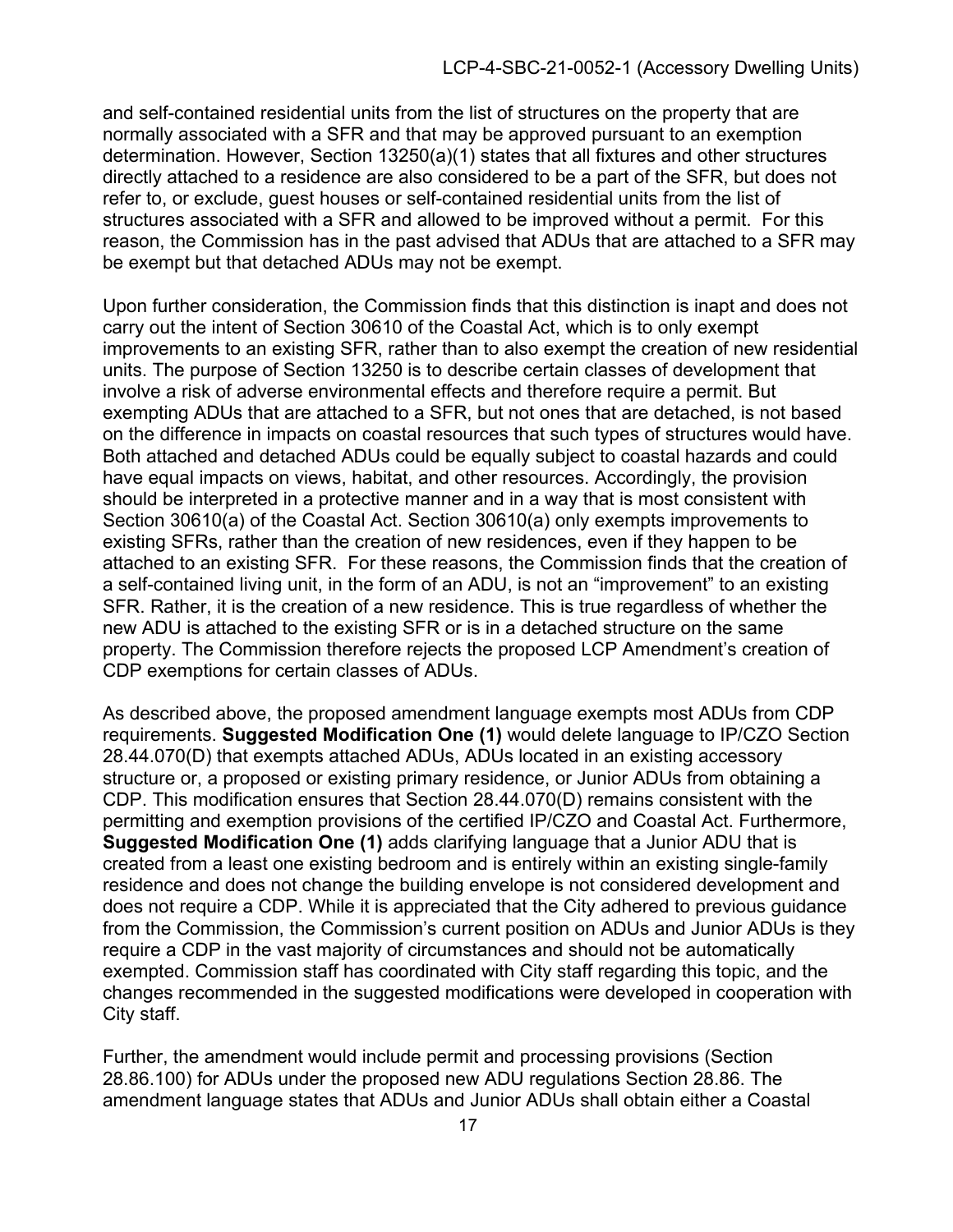and self-contained residential units from the list of structures on the property that are normally associated with a SFR and that may be approved pursuant to an exemption determination. However, Section 13250(a)(1) states that all fixtures and other structures directly attached to a residence are also considered to be a part of the SFR, but does not refer to, or exclude, guest houses or self-contained residential units from the list of structures associated with a SFR and allowed to be improved without a permit. For this reason, the Commission has in the past advised that ADUs that are attached to a SFR may be exempt but that detached ADUs may not be exempt.

Upon further consideration, the Commission finds that this distinction is inapt and does not carry out the intent of Section 30610 of the Coastal Act, which is to only exempt improvements to an existing SFR, rather than to also exempt the creation of new residential units. The purpose of Section 13250 is to describe certain classes of development that involve a risk of adverse environmental effects and therefore require a permit. But exempting ADUs that are attached to a SFR, but not ones that are detached, is not based on the difference in impacts on coastal resources that such types of structures would have. Both attached and detached ADUs could be equally subject to coastal hazards and could have equal impacts on views, habitat, and other resources. Accordingly, the provision should be interpreted in a protective manner and in a way that is most consistent with Section 30610(a) of the Coastal Act. Section 30610(a) only exempts improvements to existing SFRs, rather than the creation of new residences, even if they happen to be attached to an existing SFR. For these reasons, the Commission finds that the creation of a self-contained living unit, in the form of an ADU, is not an "improvement" to an existing SFR. Rather, it is the creation of a new residence. This is true regardless of whether the new ADU is attached to the existing SFR or is in a detached structure on the same property. The Commission therefore rejects the proposed LCP Amendment's creation of CDP exemptions for certain classes of ADUs.

As described above, the proposed amendment language exempts most ADUs from CDP requirements. **Suggested Modification One (1)** would delete language to IP/CZO Section 28.44.070(D) that exempts attached ADUs, ADUs located in an existing accessory structure or, a proposed or existing primary residence, or Junior ADUs from obtaining a CDP. This modification ensures that Section 28.44.070(D) remains consistent with the permitting and exemption provisions of the certified IP/CZO and Coastal Act. Furthermore, **Suggested Modification One (1)** adds clarifying language that a Junior ADU that is created from a least one existing bedroom and is entirely within an existing single-family residence and does not change the building envelope is not considered development and does not require a CDP. While it is appreciated that the City adhered to previous guidance from the Commission, the Commission's current position on ADUs and Junior ADUs is they require a CDP in the vast majority of circumstances and should not be automatically exempted. Commission staff has coordinated with City staff regarding this topic, and the changes recommended in the suggested modifications were developed in cooperation with City staff.

Further, the amendment would include permit and processing provisions (Section 28.86.100) for ADUs under the proposed new ADU regulations Section 28.86. The amendment language states that ADUs and Junior ADUs shall obtain either a Coastal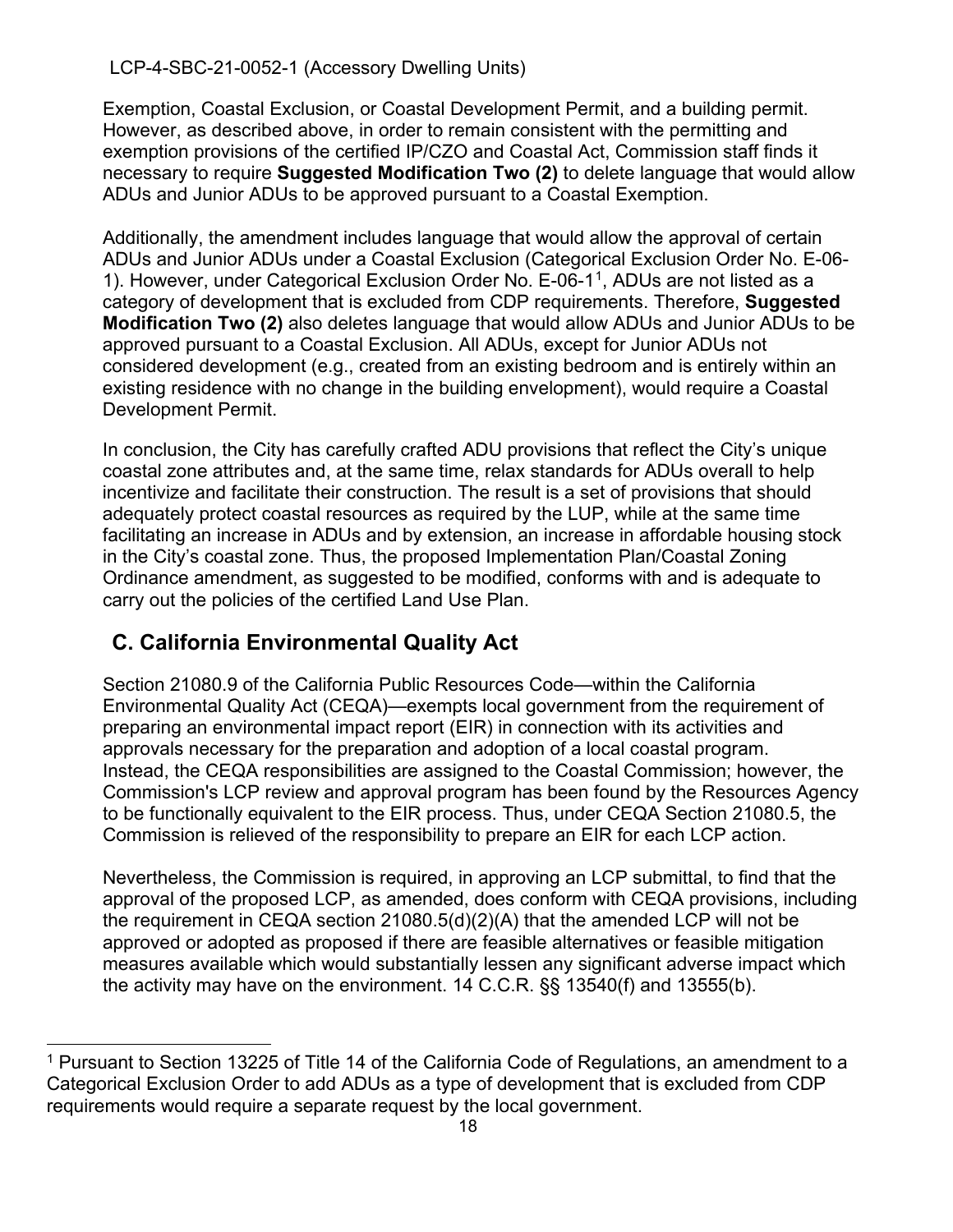Exemption, Coastal Exclusion, or Coastal Development Permit, and a building permit. However, as described above, in order to remain consistent with the permitting and exemption provisions of the certified IP/CZO and Coastal Act, Commission staff finds it necessary to require **Suggested Modification Two (2)** to delete language that would allow ADUs and Junior ADUs to be approved pursuant to a Coastal Exemption.

Additionally, the amendment includes language that would allow the approval of certain ADUs and Junior ADUs under a Coastal Exclusion (Categorical Exclusion Order No. E-06-1). However, under Categorical Exclusion Order No. E-06-1[1], ADUs are not listed as a category of development that is excluded from CDP requirements. Therefore, **Suggested Modification Two (2)** also deletes language that would allow ADUs and Junior ADUs to be approved pursuant to a Coastal Exclusion. All ADUs, except for Junior ADUs not considered development (e.g., created from an existing bedroom and is entirely within an existing residence with no change in the building envelopment), would require a Coastal Development Permit.

In conclusion, the City has carefully crafted ADU provisions that reflect the City's unique coastal zone attributes and, at the same time, relax standards for ADUs overall to help incentivize and facilitate their construction. The result is a set of provisions that should adequately protect coastal resources as required by the LUP, while at the same time facilitating an increase in ADUs and by extension, an increase in affordable housing stock in the City's coastal zone. Thus, the proposed Implementation Plan/Coastal Zoning Ordinance amendment, as suggested to be modified, conforms with and is adequate to carry out the policies of the certified Land Use Plan.

## C. California Environmental Quality Act

Section 21080.9 of the California Public Resources Code—within the California Environmental Quality Act (CEQA)—exempts local government from the requirement of preparing an environmental impact report (EIR) in connection with its activities and approvals necessary for the preparation and adoption of a local coastal program. Instead, the CEQA responsibilities are assigned to the Coastal Commission; however, the Commission's LCP review and approval program has been found by the Resources Agency to be functionally equivalent to the EIR process. Thus, under CEQA Section 21080.5, the Commission is relieved of the responsibility to prepare an EIR for each LCP action.

Nevertheless, the Commission is required, in approving an LCP submittal, to find that the approval of the proposed LCP, as amended, does conform with CEQA provisions, including the requirement in CEQA section 21080.5(d)(2)(A) that the amended LCP will not be approved or adopted as proposed if there are feasible alternatives or feasible mitigation measures available which would substantially lessen any significant adverse impact which the activity may have on the environment. 14 C.C.R. §§ 13540(f) and 13555(b).

[1] Pursuant to Section 13225 of Title 14 of the California Code of Regulations, an amendment to a Categorical Exclusion Order to add ADUs as a type of development that is excluded from CDP requirements would require a separate request by the local government.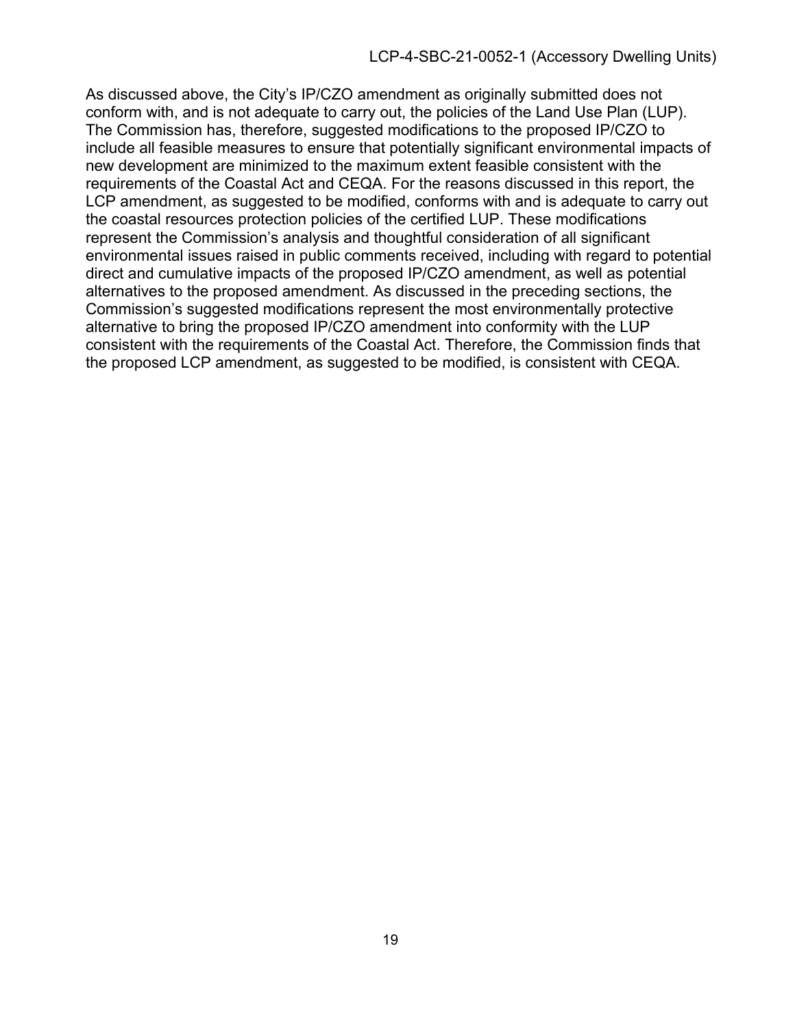As discussed above, the City's IP/CZO amendment as originally submitted does not conform with, and is not adequate to carry out, the policies of the Land Use Plan (LUP). The Commission has, therefore, suggested modifications to the proposed IP/CZO to include all feasible measures to ensure that potentially significant environmental impacts of new development are minimized to the maximum extent feasible consistent with the requirements of the Coastal Act and CEQA. For the reasons discussed in this report, the LCP amendment, as suggested to be modified, conforms with and is adequate to carry out the coastal resources protection policies of the certified LUP. These modifications represent the Commission's analysis and thoughtful consideration of all significant environmental issues raised in public comments received, including with regard to potential direct and cumulative impacts of the proposed IP/CZO amendment, as well as potential alternatives to the proposed amendment. As discussed in the preceding sections, the Commission's suggested modifications represent the most environmentally protective alternative to bring the proposed IP/CZO amendment into conformity with the LUP consistent with the requirements of the Coastal Act. Therefore, the Commission finds that the proposed LCP amendment, as suggested to be modified, is consistent with CEQA.